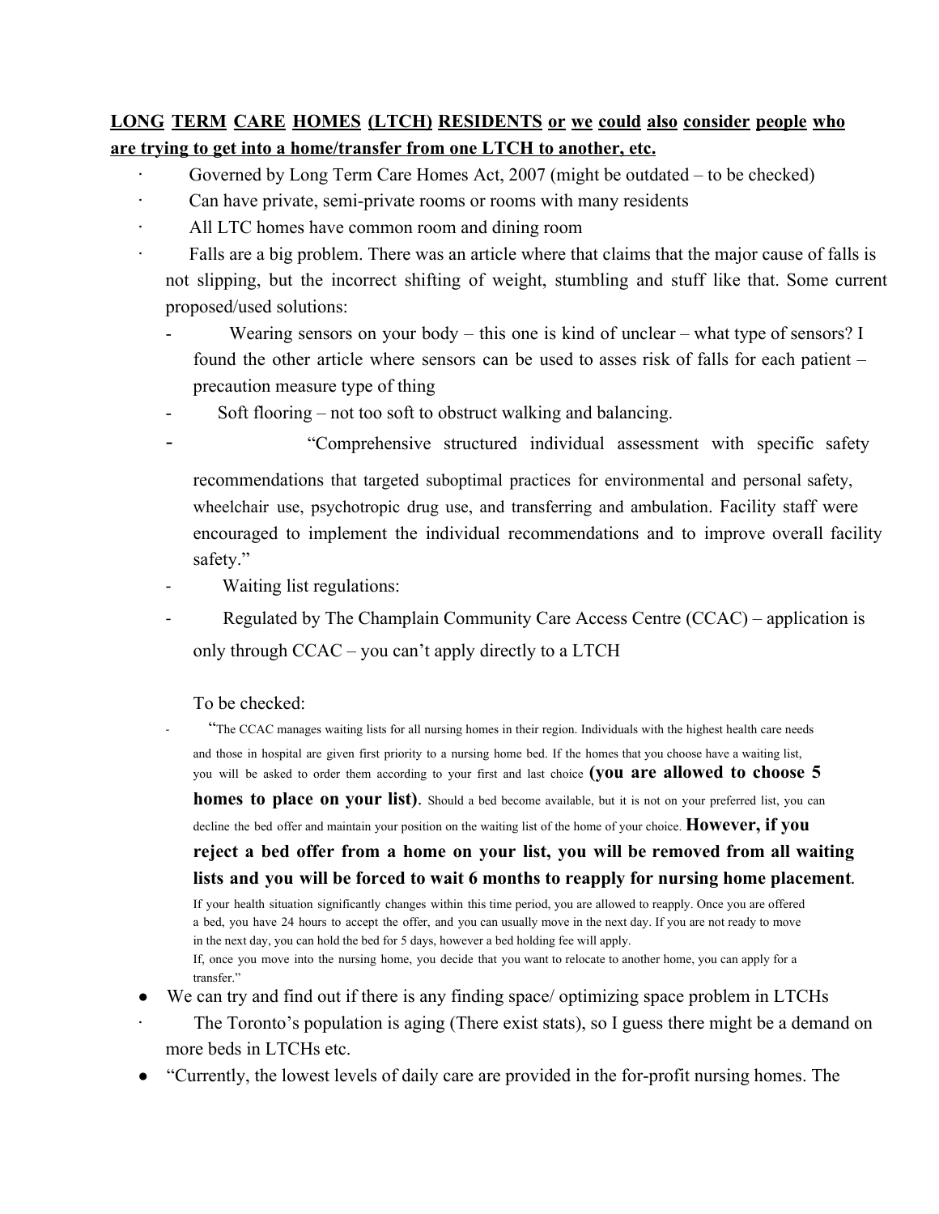**<u>LONG TERM CARE HOMES (LTCH) RESIDENTS or we could also consider people who are trying to get into a home/transfer from one LTCH to another, etc.</u>**

- Governed by Long Term Care Homes Act, 2007 (might be outdated – to be checked)
- Can have private, semi-private rooms or rooms with many residents
- All LTC homes have common room and dining room
- Falls are a big problem. There was an article where that claims that the major cause of falls is not slipping, but the incorrect shifting of weight, stumbling and stuff like that. Some current proposed/used solutions:
  - Wearing sensors on your body – this one is kind of unclear – what type of sensors? I found the other article where sensors can be used to asses risk of falls for each patient – precaution measure type of thing
  - Soft flooring – not too soft to obstruct walking and balancing.
  - "Comprehensive structured individual assessment with specific safety recommendations that targeted suboptimal practices for environmental and personal safety, wheelchair use, psychotropic drug use, and transferring and ambulation. Facility staff were encouraged to implement the individual recommendations and to improve overall facility safety."
  - Waiting list regulations:
  - Regulated by The Champlain Community Care Access Centre (CCAC) – application is only through CCAC – you can't apply directly to a LTCH

    To be checked:
  - "The CCAC manages waiting lists for all nursing homes in their region. Individuals with the highest health care needs and those in hospital are given first priority to a nursing home bed. If the homes that you choose have a waiting list, you will be asked to order them according to your first and last choice **(you are allowed to choose 5 homes to place on your list)**. Should a bed become available, but it is not on your preferred list, you can decline the bed offer and maintain your position on the waiting list of the home of your choice. **However, if you reject a bed offer from a home on your list, you will be removed from all waiting lists and you will be forced to wait 6 months to reapply for nursing home placement**. If your health situation significantly changes within this time period, you are allowed to reapply. Once you are offered a bed, you have 24 hours to accept the offer, and you can usually move in the next day. If you are not ready to move in the next day, you can hold the bed for 5 days, however a bed holding fee will apply.
    If, once you move into the nursing home, you decide that you want to relocate to another home, you can apply for a transfer."
- We can try and find out if there is any finding space/ optimizing space problem in LTCHs
- The Toronto's population is aging (There exist stats), so I guess there might be a demand on more beds in LTCHs etc.
- "Currently, the lowest levels of daily care are provided in the for-profit nursing homes. The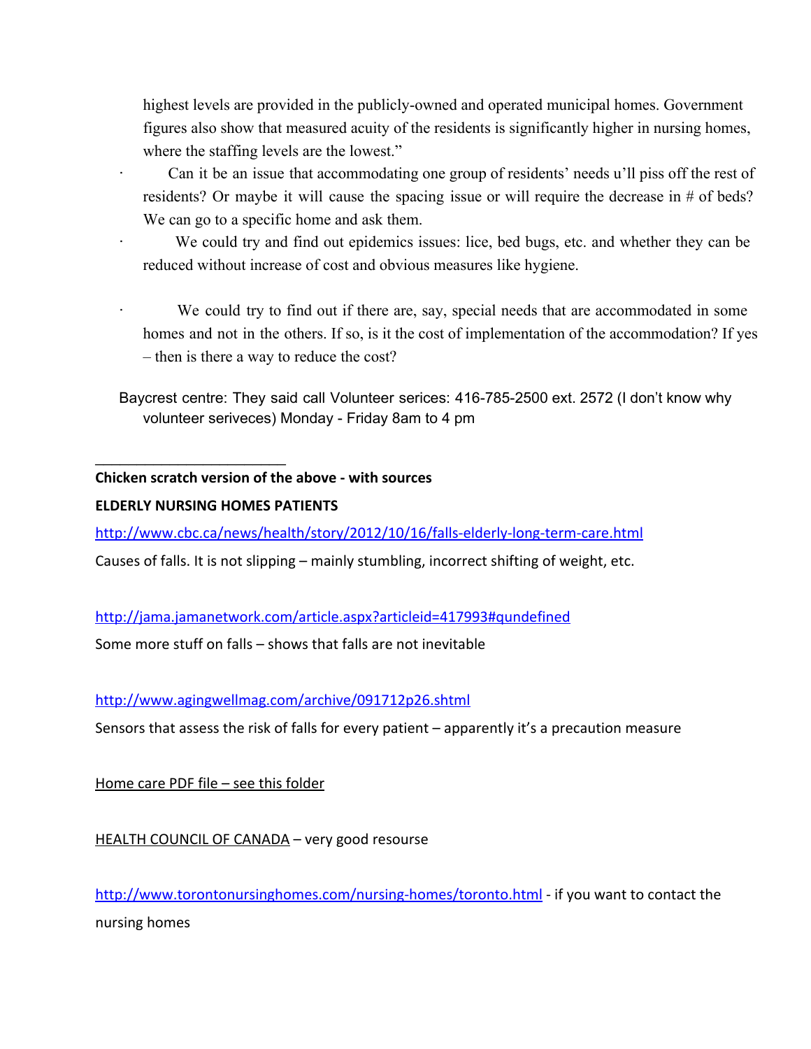highest levels are provided in the publicly-owned and operated municipal homes. Government figures also show that measured acuity of the residents is significantly higher in nursing homes, where the staffing levels are the lowest."

- Can it be an issue that accommodating one group of residents' needs u'll piss off the rest of residents? Or maybe it will cause the spacing issue or will require the decrease in # of beds? We can go to a specific home and ask them.
- We could try and find out epidemics issues: lice, bed bugs, etc. and whether they can be reduced without increase of cost and obvious measures like hygiene.
- We could try to find out if there are, say, special needs that are accommodated in some homes and not in the others. If so, is it the cost of implementation of the accommodation? If yes – then is there a way to reduce the cost?

Baycrest centre: They said call Volunteer serices: 416-785-2500 ext. 2572 (I don't know why volunteer seriveces) Monday - Friday 8am to 4 pm

---

**Chicken scratch version of the above - with sources**

**ELDERLY NURSING HOMES PATIENTS**

http://www.cbc.ca/news/health/story/2012/10/16/falls-elderly-long-term-care.html

Causes of falls. It is not slipping – mainly stumbling, incorrect shifting of weight, etc.

http://jama.jamanetwork.com/article.aspx?articleid=417993#qundefined

Some more stuff on falls – shows that falls are not inevitable

http://www.agingwellmag.com/archive/091712p26.shtml

Sensors that assess the risk of falls for every patient – apparently it's a precaution measure

Home care PDF file – see this folder

HEALTH COUNCIL OF CANADA – very good resourse

http://www.torontonursinghomes.com/nursing-homes/toronto.html - if you want to contact the nursing homes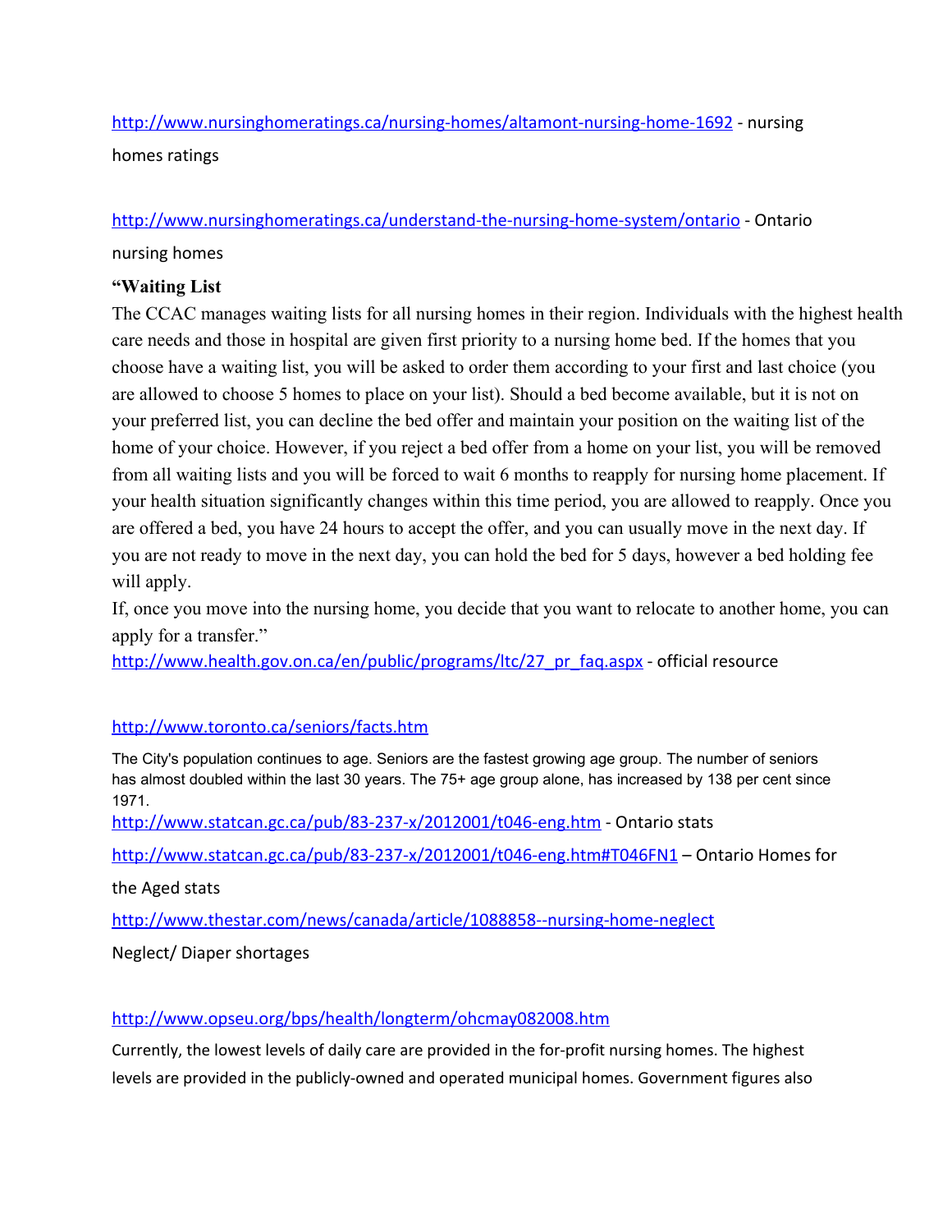http://www.nursinghomeratings.ca/nursing-homes/altamont-nursing-home-1692 - nursing homes ratings

http://www.nursinghomeratings.ca/understand-the-nursing-home-system/ontario - Ontario nursing homes

**"Waiting List**

The CCAC manages waiting lists for all nursing homes in their region. Individuals with the highest health care needs and those in hospital are given first priority to a nursing home bed. If the homes that you choose have a waiting list, you will be asked to order them according to your first and last choice (you are allowed to choose 5 homes to place on your list). Should a bed become available, but it is not on your preferred list, you can decline the bed offer and maintain your position on the waiting list of the home of your choice. However, if you reject a bed offer from a home on your list, you will be removed from all waiting lists and you will be forced to wait 6 months to reapply for nursing home placement. If your health situation significantly changes within this time period, you are allowed to reapply. Once you are offered a bed, you have 24 hours to accept the offer, and you can usually move in the next day. If you are not ready to move in the next day, you can hold the bed for 5 days, however a bed holding fee will apply.

If, once you move into the nursing home, you decide that you want to relocate to another home, you can apply for a transfer."

http://www.health.gov.on.ca/en/public/programs/ltc/27_pr_faq.aspx - official resource

http://www.toronto.ca/seniors/facts.htm

The City's population continues to age. Seniors are the fastest growing age group. The number of seniors has almost doubled within the last 30 years. The 75+ age group alone, has increased by 138 per cent since 1971.

http://www.statcan.gc.ca/pub/83-237-x/2012001/t046-eng.htm - Ontario stats

http://www.statcan.gc.ca/pub/83-237-x/2012001/t046-eng.htm#T046FN1 – Ontario Homes for the Aged stats

http://www.thestar.com/news/canada/article/1088858--nursing-home-neglect

Neglect/ Diaper shortages

http://www.opseu.org/bps/health/longterm/ohcmay082008.htm

Currently, the lowest levels of daily care are provided in the for-profit nursing homes. The highest levels are provided in the publicly-owned and operated municipal homes. Government figures also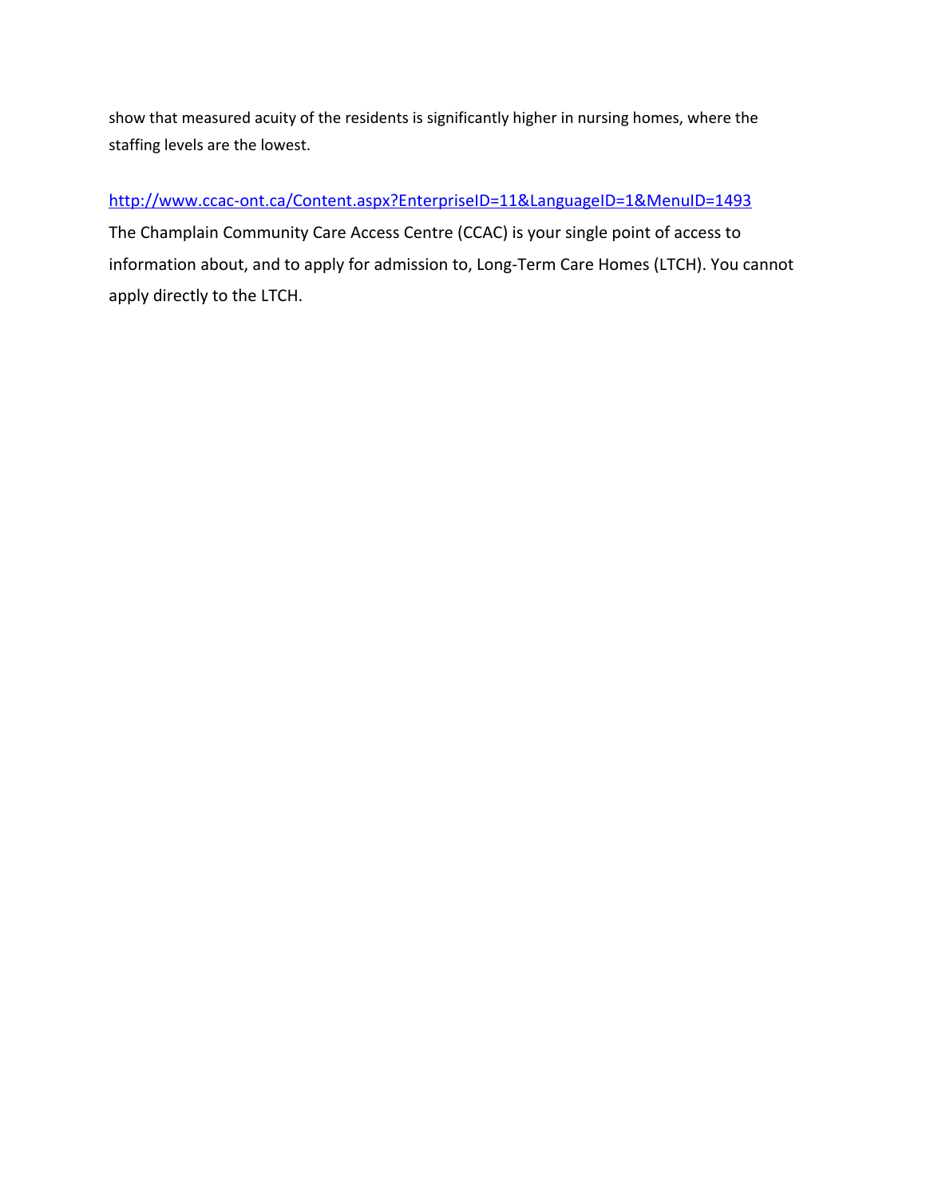show that measured acuity of the residents is significantly higher in nursing homes, where the staffing levels are the lowest.

http://www.ccac-ont.ca/Content.aspx?EnterpriseID=11&LanguageID=1&MenuID=1493

The Champlain Community Care Access Centre (CCAC) is your single point of access to information about, and to apply for admission to, Long-Term Care Homes (LTCH). You cannot apply directly to the LTCH.